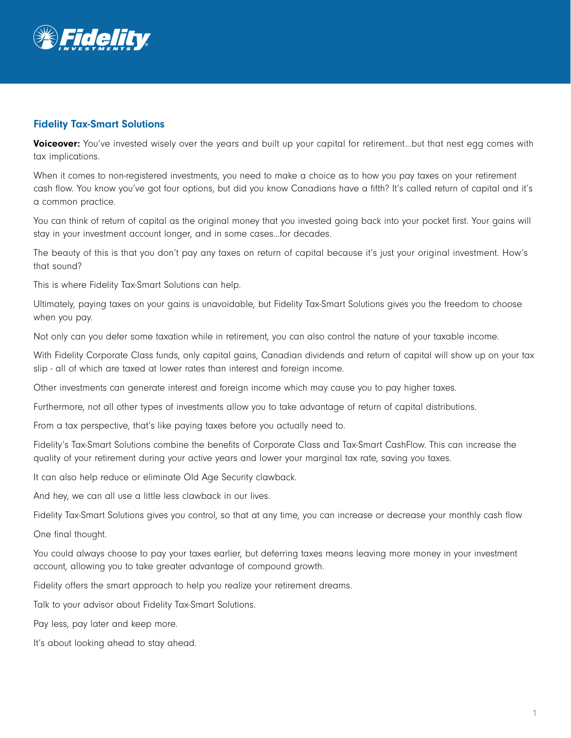## Fidelity Tax-Smart Solutions

**Voiceover:** You've invested wisely over the years and built up your capital for retirement...but that nest egg comes with tax implications.

When it comes to non-registered investments, you need to make a choice as to how you pay taxes on your retirement cash flow. You know you've got four options, but did you know Canadians have a fifth? It's called return of capital and it's a common practice.

You can think of return of capital as the original money that you invested going back into your pocket first. Your gains will stay in your investment account longer, and in some cases...for decades.

The beauty of this is that you don't pay any taxes on return of capital because it's just your original investment. How's that sound?

This is where Fidelity Tax-Smart Solutions can help.

Ultimately, paying taxes on your gains is unavoidable, but Fidelity Tax-Smart Solutions gives you the freedom to choose when you pay.

Not only can you defer some taxation while in retirement, you can also control the nature of your taxable income.

With Fidelity Corporate Class funds, only capital gains, Canadian dividends and return of capital will show up on your tax slip - all of which are taxed at lower rates than interest and foreign income.

Other investments can generate interest and foreign income which may cause you to pay higher taxes.

Furthermore, not all other types of investments allow you to take advantage of return of capital distributions.

From a tax perspective, that's like paying taxes before you actually need to.

Fidelity's Tax-Smart Solutions combine the benefits of Corporate Class and Tax-Smart CashFlow. This can increase the quality of your retirement during your active years and lower your marginal tax rate, saving you taxes.

It can also help reduce or eliminate Old Age Security clawback.

And hey, we can all use a little less clawback in our lives.

Fidelity Tax-Smart Solutions gives you control, so that at any time, you can increase or decrease your monthly cash flow

One final thought.

You could always choose to pay your taxes earlier, but deferring taxes means leaving more money in your investment account, allowing you to take greater advantage of compound growth.

Fidelity offers the smart approach to help you realize your retirement dreams.

Talk to your advisor about Fidelity Tax-Smart Solutions.

Pay less, pay later and keep more.

It's about looking ahead to stay ahead.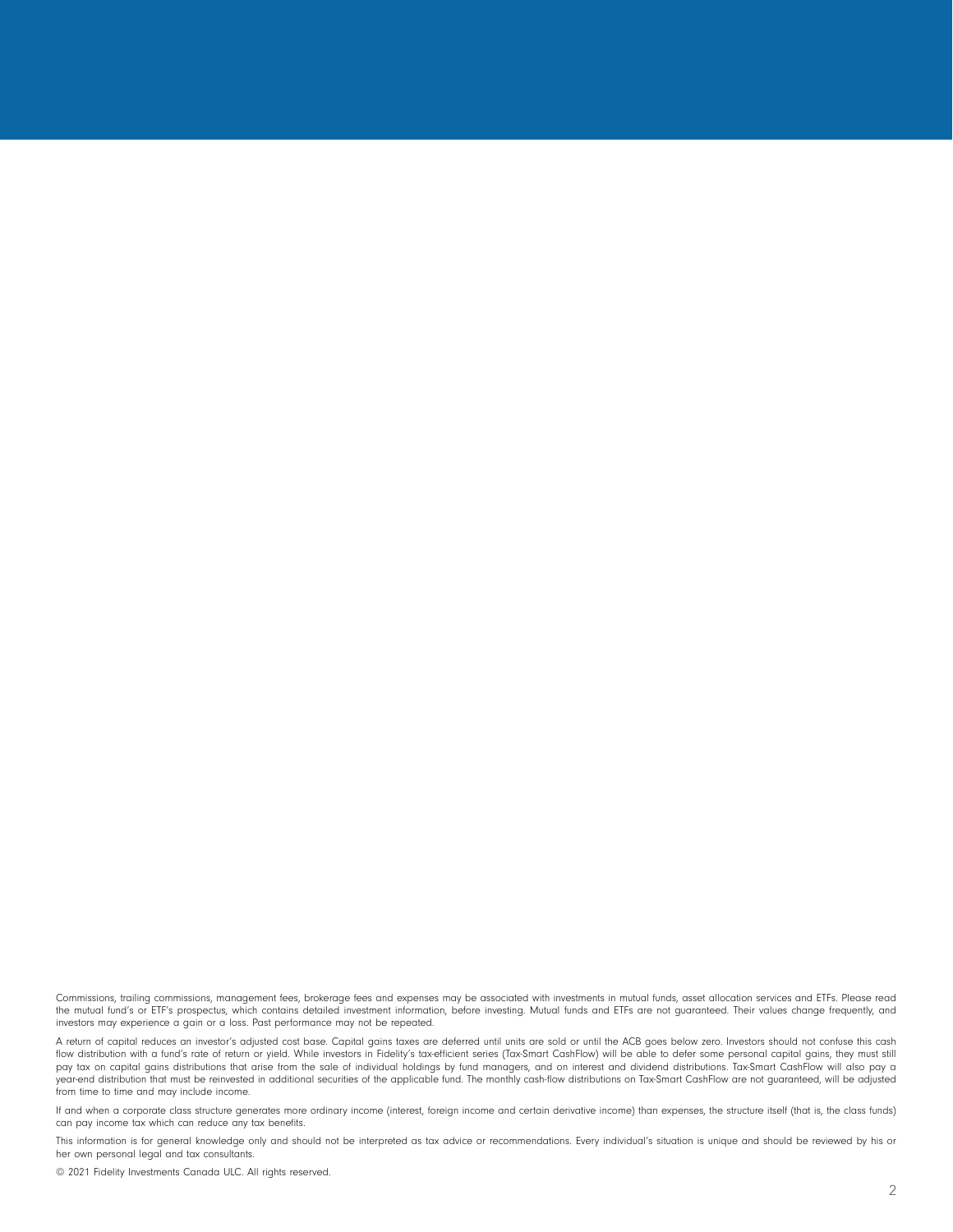Commissions, trailing commissions, management fees, brokerage fees and expenses may be associated with investments in mutual funds, asset allocation services and ETFs. Please read the mutual fund's or ETF's prospectus, which contains detailed investment information, before investing. Mutual funds and ETFs are not guaranteed. Their values change frequently, and investors may experience a gain or a loss. Past performance may not be repeated.

A return of capital reduces an investor's adjusted cost base. Capital gains taxes are deferred until units are sold or until the ACB goes below zero. Investors should not confuse this cash flow distribution with a fund's rate of return or yield. While investors in Fidelity's tax-efficient series (Tax-Smart CashFlow) will be able to defer some personal capital gains, they must still pay tax on capital gains distributions that arise from the sale of individual holdings by fund managers, and on interest and dividend distributions. Tax-Smart CashFlow will also pay a year-end distribution that must be reinvested in additional securities of the applicable fund. The monthly cash-flow distributions on Tax-Smart CashFlow are not guaranteed, will be adjusted from time to time and may include income.

If and when a corporate class structure generates more ordinary income (interest, foreign income and certain derivative income) than expenses, the structure itself (that is, the class funds) can pay income tax which can reduce any tax benefits.

This information is for general knowledge only and should not be interpreted as tax advice or recommendations. Every individual's situation is unique and should be reviewed by his or her own personal legal and tax consultants.

© 2021 Fidelity Investments Canada ULC. All rights reserved.